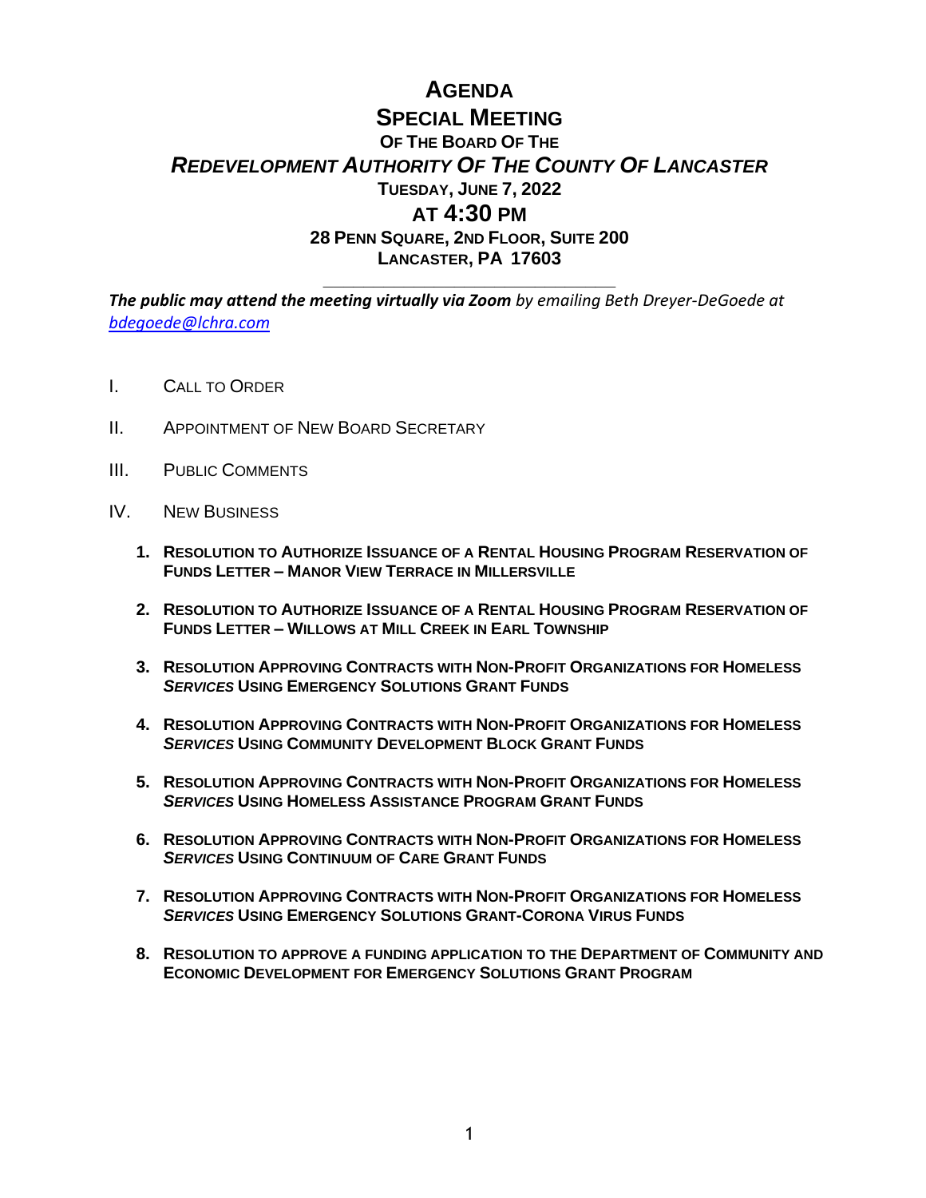# AGENDA

## SPECIAL MEETING

### OF THE BOARD OF THE

### *REDEVELOPMENT AUTHORITY OF THE COUNTY OF LANCASTER*

**TUESDAY, JUNE 7, 2022**

**AT 4:30 PM**

**28 PENN SQUARE, 2ND FLOOR, SUITE 200**
**LANCASTER, PA 17603**

---

***The public may attend the meeting virtually via Zoom*** *by emailing Beth Dreyer-DeGoede at [bdegoede@lchra.com](mailto:bdegoede@lchra.com)*

I. CALL TO ORDER

II. APPOINTMENT OF NEW BOARD SECRETARY

III. PUBLIC COMMENTS

IV. NEW BUSINESS

1. **RESOLUTION TO AUTHORIZE ISSUANCE OF A RENTAL HOUSING PROGRAM RESERVATION OF FUNDS LETTER – MANOR VIEW TERRACE IN MILLERSVILLE**

2. **RESOLUTION TO AUTHORIZE ISSUANCE OF A RENTAL HOUSING PROGRAM RESERVATION OF FUNDS LETTER – WILLOWS AT MILL CREEK IN EARL TOWNSHIP**

3. **RESOLUTION APPROVING CONTRACTS WITH NON-PROFIT ORGANIZATIONS FOR HOMELESS *SERVICES* USING EMERGENCY SOLUTIONS GRANT FUNDS**

4. **RESOLUTION APPROVING CONTRACTS WITH NON-PROFIT ORGANIZATIONS FOR HOMELESS *SERVICES* USING COMMUNITY DEVELOPMENT BLOCK GRANT FUNDS**

5. **RESOLUTION APPROVING CONTRACTS WITH NON-PROFIT ORGANIZATIONS FOR HOMELESS *SERVICES* USING HOMELESS ASSISTANCE PROGRAM GRANT FUNDS**

6. **RESOLUTION APPROVING CONTRACTS WITH NON-PROFIT ORGANIZATIONS FOR HOMELESS *SERVICES* USING CONTINUUM OF CARE GRANT FUNDS**

7. **RESOLUTION APPROVING CONTRACTS WITH NON-PROFIT ORGANIZATIONS FOR HOMELESS *SERVICES* USING EMERGENCY SOLUTIONS GRANT-CORONA VIRUS FUNDS**

8. **RESOLUTION TO APPROVE A FUNDING APPLICATION TO THE DEPARTMENT OF COMMUNITY AND ECONOMIC DEVELOPMENT FOR EMERGENCY SOLUTIONS GRANT PROGRAM**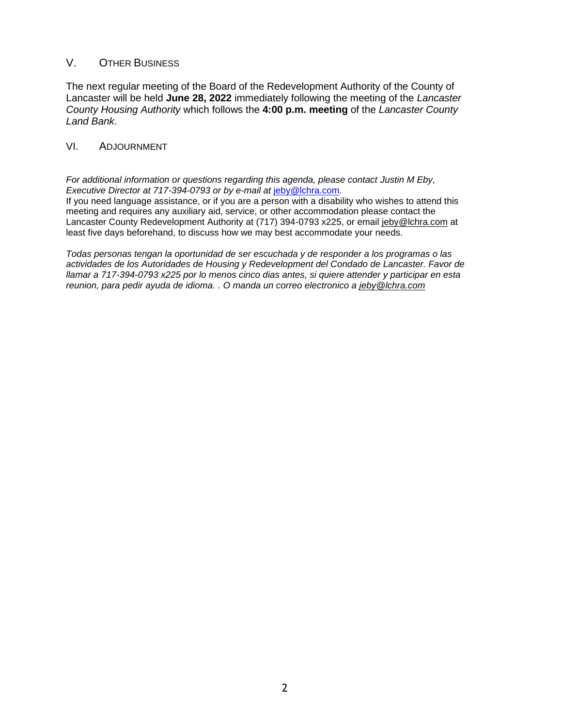## V. Other Business

The next regular meeting of the Board of the Redevelopment Authority of the County of Lancaster will be held **June 28, 2022** immediately following the meeting of the *Lancaster County Housing Authority* which follows the **4:00 p.m. meeting** of the *Lancaster County Land Bank*.

## VI. Adjournment

*For additional information or questions regarding this agenda, please contact Justin M Eby, Executive Director at 717-394-0793 or by e-mail at* jeby@lchra.com*.*
If you need language assistance, or if you are a person with a disability who wishes to attend this meeting and requires any auxiliary aid, service, or other accommodation please contact the Lancaster County Redevelopment Authority at (717) 394-0793 x225, or email jeby@lchra.com at least five days beforehand, to discuss how we may best accommodate your needs.

*Todas personas tengan la oportunidad de ser escuchada y de responder a los programas o las actividades de los Autoridades de Housing y Redevelopment del Condado de Lancaster. Favor de llamar a 717-394-0793 x225 por lo menos cinco dias antes, si quiere attender y participar en esta reunion, para pedir ayuda de idioma. . O manda un correo electronico a jeby@lchra.com*